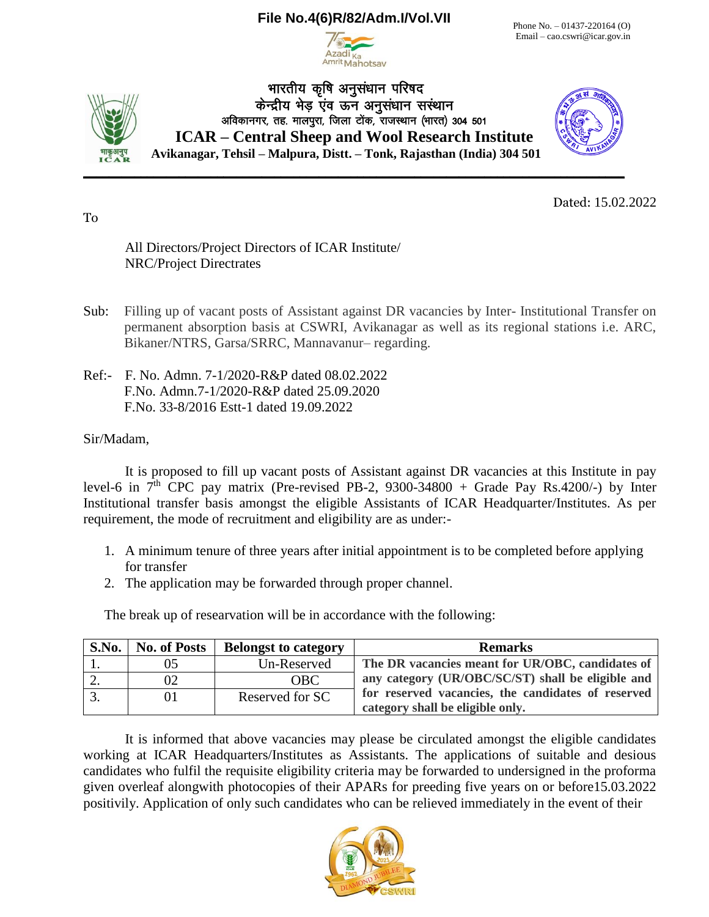**File No.4(6)R/82/Adm.I/Vol.VII**

Phone No. – 01437-220164 (O)
Email – cao.cswri@icar.gov.in

भारतीय कृषि अनुसंधान परिषद
केन्द्रीय भेड़ एंव ऊन अनुसंधान सस्थान
अविकानगर, तह. मालपुरा, जिला टोंक, राजस्थान (भारत) 304 501

# ICAR – Central Sheep and Wool Research Institute

**Avikanagar, Tehsil – Malpura, Distt. – Tonk, Rajasthan (India) 304 501**

Dated: 15.02.2022

To

All Directors/Project Directors of ICAR Institute/
NRC/Project Directrates

Sub: Filling up of vacant posts of Assistant against DR vacancies by Inter- Institutional Transfer on permanent absorption basis at CSWRI, Avikanagar as well as its regional stations i.e. ARC, Bikaner/NTRS, Garsa/SRRC, Mannavanur– regarding.

Ref:- F. No. Admn. 7-1/2020-R&P dated 08.02.2022
F.No. Admn.7-1/2020-R&P dated 25.09.2020
F.No. 33-8/2016 Estt-1 dated 19.09.2022

Sir/Madam,

It is proposed to fill up vacant posts of Assistant against DR vacancies at this Institute in pay level-6 in 7th CPC pay matrix (Pre-revised PB-2, 9300-34800 + Grade Pay Rs.4200/-) by Inter Institutional transfer basis amongst the eligible Assistants of ICAR Headquarter/Institutes. As per requirement, the mode of recruitment and eligibility are as under:-

1. A minimum tenure of three years after initial appointment is to be completed before applying for transfer
2. The application may be forwarded through proper channel.

The break up of researvation will be in accordance with the following:

| S.No. | No. of Posts | Belongst to category | Remarks |
|---|---|---|---|
| 1. | 05 | Un-Reserved | **The DR vacancies meant for UR/OBC, candidates of any category (UR/OBC/SC/ST) shall be eligible and for reserved vacancies, the candidates of reserved category shall be eligible only.** |
| 2. | 02 | OBC | |
| 3. | 01 | Reserved for SC | |

It is informed that above vacancies may please be circulated amongst the eligible candidates working at ICAR Headquarters/Institutes as Assistants. The applications of suitable and desious candidates who fulfil the requisite eligibility criteria may be forwarded to undersigned in the proforma given overleaf alongwith photocopies of their APARs for preeding five years on or before15.03.2022 positivily. Application of only such candidates who can be relieved immediately in the event of their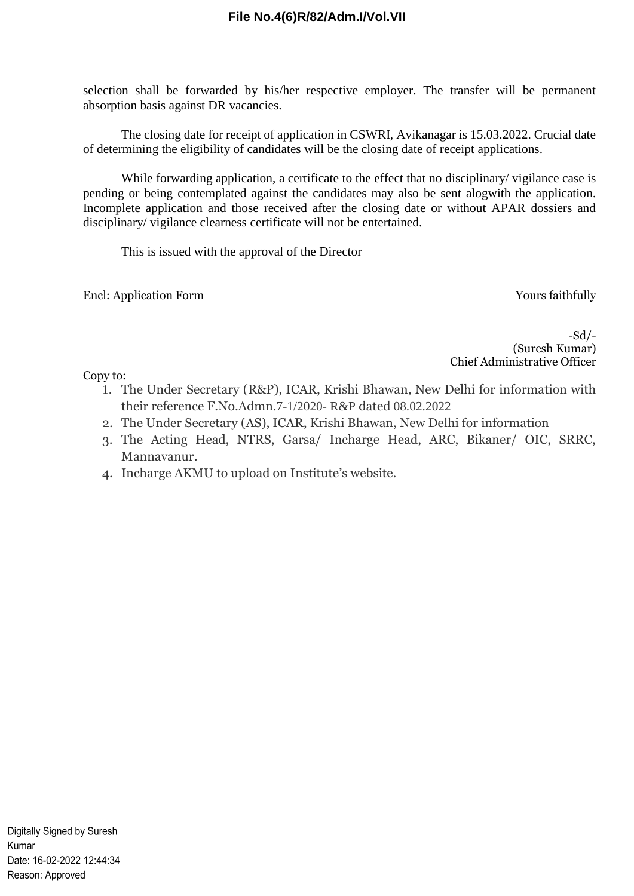selection shall be forwarded by his/her respective employer. The transfer will be permanent absorption basis against DR vacancies.

The closing date for receipt of application in CSWRI, Avikanagar is 15.03.2022. Crucial date of determining the eligibility of candidates will be the closing date of receipt applications.

While forwarding application, a certificate to the effect that no disciplinary/ vigilance case is pending or being contemplated against the candidates may also be sent alogwith the application. Incomplete application and those received after the closing date or without APAR dossiers and disciplinary/ vigilance clearness certificate will not be entertained.

This is issued with the approval of the Director

Encl: Application Form

Yours faithfully

-Sd/-
(Suresh Kumar)
Chief Administrative Officer

Copy to:

1. The Under Secretary (R&P), ICAR, Krishi Bhawan, New Delhi for information with their reference F.No.Admn.7-1/2020- R&P dated 08.02.2022
2. The Under Secretary (AS), ICAR, Krishi Bhawan, New Delhi for information
3. The Acting Head, NTRS, Garsa/ Incharge Head, ARC, Bikaner/ OIC, SRRC, Mannavanur.
4. Incharge AKMU to upload on Institute's website.

Digitally Signed by Suresh Kumar
Date: 16-02-2022 12:44:34
Reason: Approved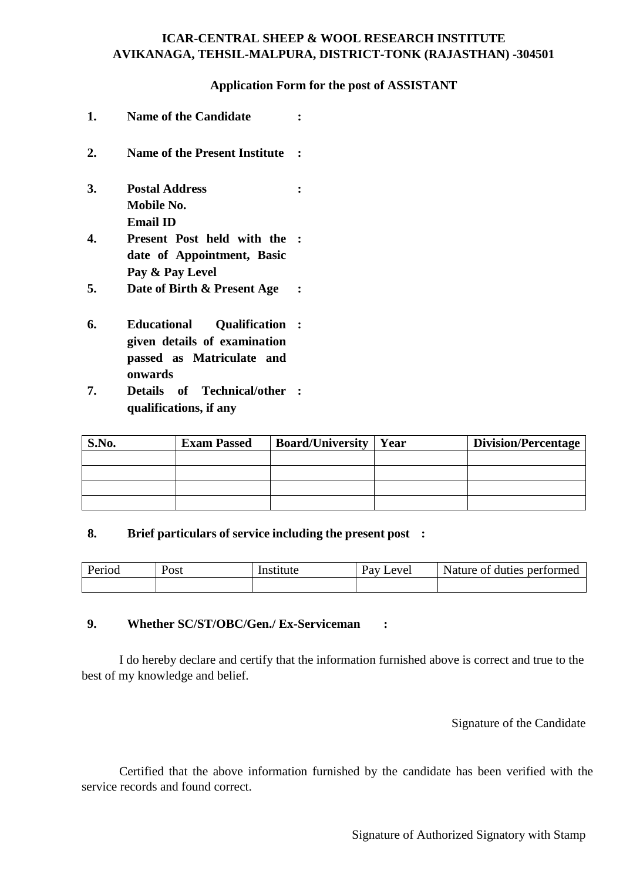**ICAR-CENTRAL SHEEP & WOOL RESEARCH INSTITUTE**
**AVIKANAGA, TEHSIL-MALPURA, DISTRICT-TONK (RAJASTHAN) -304501**

**Application Form for the post of ASSISTANT**

1. **Name of the Candidate** :

2. **Name of the Present Institute** :

3. **Postal Address** :
   **Mobile No.**
   **Email ID**

4. **Present Post held with the date of Appointment, Basic Pay & Pay Level** :

5. **Date of Birth & Present Age** :

6. **Educational Qualification given details of examination passed as Matriculate and onwards** :

7. **Details of Technical/other qualifications, if any** :

| S.No. | Exam Passed | Board/University | Year | Division/Percentage |
|---|---|---|---|---|
| | | | | |
| | | | | |
| | | | | |
| | | | | |

8. **Brief particulars of service including the present post** :

| Period | Post | Institute | Pay Level | Nature of duties performed |
|---|---|---|---|---|
| | | | | |

9. **Whether SC/ST/OBC/Gen./ Ex-Serviceman** :

I do hereby declare and certify that the information furnished above is correct and true to the best of my knowledge and belief.

Signature of the Candidate

Certified that the above information furnished by the candidate has been verified with the service records and found correct.

Signature of Authorized Signatory with Stamp